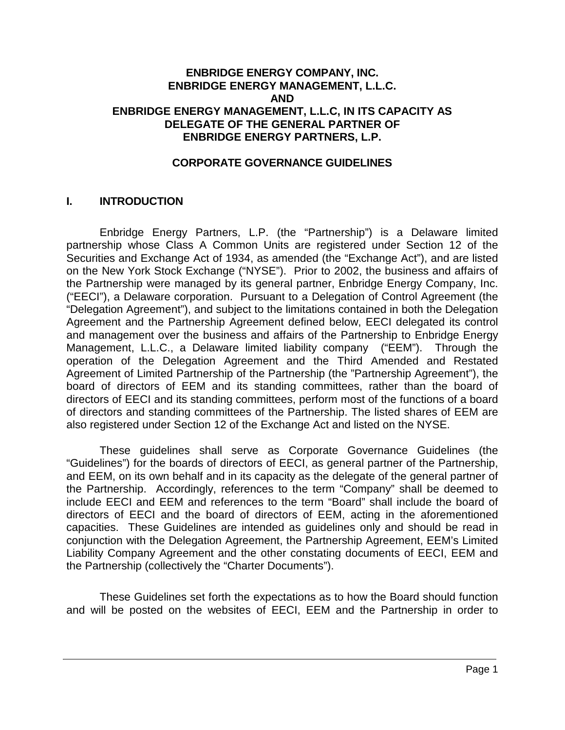# ENBRIDGE ENERGY COMPANY, INC.
# ENBRIDGE ENERGY MANAGEMENT, L.L.C.
# AND
# ENBRIDGE ENERGY MANAGEMENT, L.L.C, IN ITS CAPACITY AS DELEGATE OF THE GENERAL PARTNER OF ENBRIDGE ENERGY PARTNERS, L.P.

## CORPORATE GOVERNANCE GUIDELINES

## I. INTRODUCTION

Enbridge Energy Partners, L.P. (the "Partnership") is a Delaware limited partnership whose Class A Common Units are registered under Section 12 of the Securities and Exchange Act of 1934, as amended (the "Exchange Act"), and are listed on the New York Stock Exchange ("NYSE"). Prior to 2002, the business and affairs of the Partnership were managed by its general partner, Enbridge Energy Company, Inc. ("EECI"), a Delaware corporation. Pursuant to a Delegation of Control Agreement (the "Delegation Agreement"), and subject to the limitations contained in both the Delegation Agreement and the Partnership Agreement defined below, EECI delegated its control and management over the business and affairs of the Partnership to Enbridge Energy Management, L.L.C., a Delaware limited liability company ("EEM"). Through the operation of the Delegation Agreement and the Third Amended and Restated Agreement of Limited Partnership of the Partnership (the "Partnership Agreement"), the board of directors of EEM and its standing committees, rather than the board of directors of EECI and its standing committees, perform most of the functions of a board of directors and standing committees of the Partnership. The listed shares of EEM are also registered under Section 12 of the Exchange Act and listed on the NYSE.

These guidelines shall serve as Corporate Governance Guidelines (the "Guidelines") for the boards of directors of EECI, as general partner of the Partnership, and EEM, on its own behalf and in its capacity as the delegate of the general partner of the Partnership. Accordingly, references to the term "Company" shall be deemed to include EECI and EEM and references to the term "Board" shall include the board of directors of EECI and the board of directors of EEM, acting in the aforementioned capacities. These Guidelines are intended as guidelines only and should be read in conjunction with the Delegation Agreement, the Partnership Agreement, EEM's Limited Liability Company Agreement and the other constating documents of EECI, EEM and the Partnership (collectively the "Charter Documents").

These Guidelines set forth the expectations as to how the Board should function and will be posted on the websites of EECI, EEM and the Partnership in order to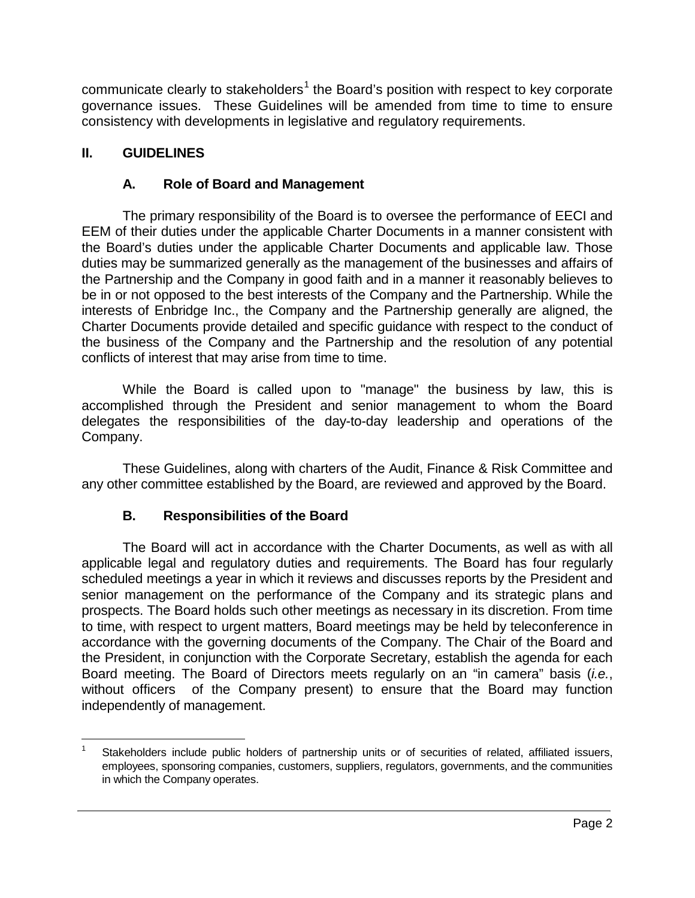communicate clearly to stakeholders[1] the Board's position with respect to key corporate governance issues. These Guidelines will be amended from time to time to ensure consistency with developments in legislative and regulatory requirements.

## II. GUIDELINES

### A. Role of Board and Management

The primary responsibility of the Board is to oversee the performance of EECI and EEM of their duties under the applicable Charter Documents in a manner consistent with the Board's duties under the applicable Charter Documents and applicable law. Those duties may be summarized generally as the management of the businesses and affairs of the Partnership and the Company in good faith and in a manner it reasonably believes to be in or not opposed to the best interests of the Company and the Partnership. While the interests of Enbridge Inc., the Company and the Partnership generally are aligned, the Charter Documents provide detailed and specific guidance with respect to the conduct of the business of the Company and the Partnership and the resolution of any potential conflicts of interest that may arise from time to time.

While the Board is called upon to "manage" the business by law, this is accomplished through the President and senior management to whom the Board delegates the responsibilities of the day-to-day leadership and operations of the Company.

These Guidelines, along with charters of the Audit, Finance & Risk Committee and any other committee established by the Board, are reviewed and approved by the Board.

### B. Responsibilities of the Board

The Board will act in accordance with the Charter Documents, as well as with all applicable legal and regulatory duties and requirements. The Board has four regularly scheduled meetings a year in which it reviews and discusses reports by the President and senior management on the performance of the Company and its strategic plans and prospects. The Board holds such other meetings as necessary in its discretion. From time to time, with respect to urgent matters, Board meetings may be held by teleconference in accordance with the governing documents of the Company. The Chair of the Board and the President, in conjunction with the Corporate Secretary, establish the agenda for each Board meeting. The Board of Directors meets regularly on an "in camera" basis (*i.e.*, without officers of the Company present) to ensure that the Board may function independently of management.

---

[1] Stakeholders include public holders of partnership units or of securities of related, affiliated issuers, employees, sponsoring companies, customers, suppliers, regulators, governments, and the communities in which the Company operates.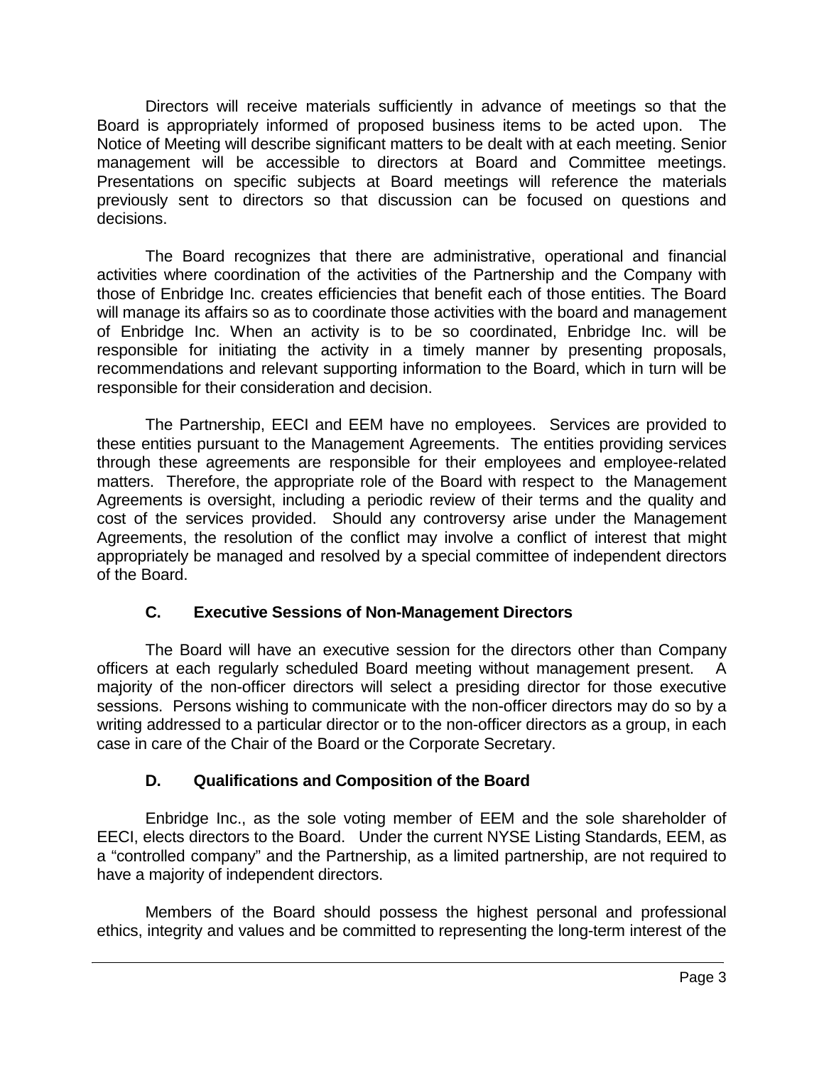Directors will receive materials sufficiently in advance of meetings so that the Board is appropriately informed of proposed business items to be acted upon. The Notice of Meeting will describe significant matters to be dealt with at each meeting. Senior management will be accessible to directors at Board and Committee meetings. Presentations on specific subjects at Board meetings will reference the materials previously sent to directors so that discussion can be focused on questions and decisions.

The Board recognizes that there are administrative, operational and financial activities where coordination of the activities of the Partnership and the Company with those of Enbridge Inc. creates efficiencies that benefit each of those entities. The Board will manage its affairs so as to coordinate those activities with the board and management of Enbridge Inc. When an activity is to be so coordinated, Enbridge Inc. will be responsible for initiating the activity in a timely manner by presenting proposals, recommendations and relevant supporting information to the Board, which in turn will be responsible for their consideration and decision.

The Partnership, EECI and EEM have no employees. Services are provided to these entities pursuant to the Management Agreements. The entities providing services through these agreements are responsible for their employees and employee-related matters. Therefore, the appropriate role of the Board with respect to the Management Agreements is oversight, including a periodic review of their terms and the quality and cost of the services provided. Should any controversy arise under the Management Agreements, the resolution of the conflict may involve a conflict of interest that might appropriately be managed and resolved by a special committee of independent directors of the Board.

### C. Executive Sessions of Non-Management Directors

The Board will have an executive session for the directors other than Company officers at each regularly scheduled Board meeting without management present. A majority of the non-officer directors will select a presiding director for those executive sessions. Persons wishing to communicate with the non-officer directors may do so by a writing addressed to a particular director or to the non-officer directors as a group, in each case in care of the Chair of the Board or the Corporate Secretary.

### D. Qualifications and Composition of the Board

Enbridge Inc., as the sole voting member of EEM and the sole shareholder of EECI, elects directors to the Board. Under the current NYSE Listing Standards, EEM, as a "controlled company" and the Partnership, as a limited partnership, are not required to have a majority of independent directors.

Members of the Board should possess the highest personal and professional ethics, integrity and values and be committed to representing the long-term interest of the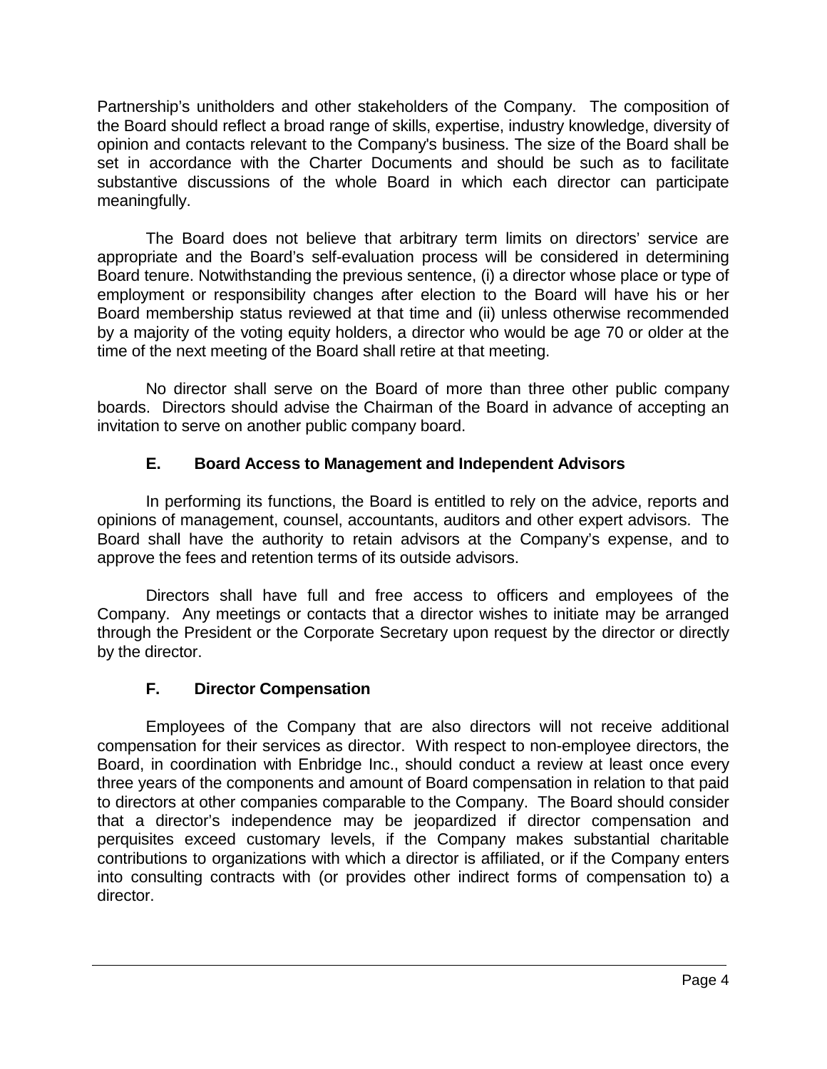Partnership's unitholders and other stakeholders of the Company. The composition of the Board should reflect a broad range of skills, expertise, industry knowledge, diversity of opinion and contacts relevant to the Company's business. The size of the Board shall be set in accordance with the Charter Documents and should be such as to facilitate substantive discussions of the whole Board in which each director can participate meaningfully.

The Board does not believe that arbitrary term limits on directors' service are appropriate and the Board's self-evaluation process will be considered in determining Board tenure. Notwithstanding the previous sentence, (i) a director whose place or type of employment or responsibility changes after election to the Board will have his or her Board membership status reviewed at that time and (ii) unless otherwise recommended by a majority of the voting equity holders, a director who would be age 70 or older at the time of the next meeting of the Board shall retire at that meeting.

No director shall serve on the Board of more than three other public company boards. Directors should advise the Chairman of the Board in advance of accepting an invitation to serve on another public company board.

### E. Board Access to Management and Independent Advisors

In performing its functions, the Board is entitled to rely on the advice, reports and opinions of management, counsel, accountants, auditors and other expert advisors. The Board shall have the authority to retain advisors at the Company's expense, and to approve the fees and retention terms of its outside advisors.

Directors shall have full and free access to officers and employees of the Company. Any meetings or contacts that a director wishes to initiate may be arranged through the President or the Corporate Secretary upon request by the director or directly by the director.

### F. Director Compensation

Employees of the Company that are also directors will not receive additional compensation for their services as director. With respect to non-employee directors, the Board, in coordination with Enbridge Inc., should conduct a review at least once every three years of the components and amount of Board compensation in relation to that paid to directors at other companies comparable to the Company. The Board should consider that a director's independence may be jeopardized if director compensation and perquisites exceed customary levels, if the Company makes substantial charitable contributions to organizations with which a director is affiliated, or if the Company enters into consulting contracts with (or provides other indirect forms of compensation to) a director.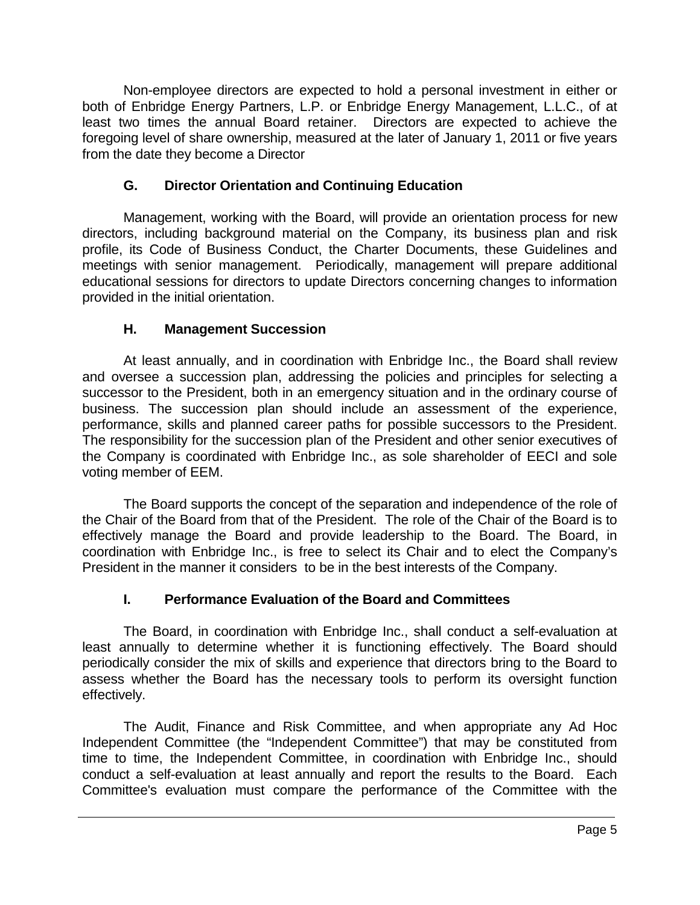Non-employee directors are expected to hold a personal investment in either or both of Enbridge Energy Partners, L.P. or Enbridge Energy Management, L.L.C., of at least two times the annual Board retainer. Directors are expected to achieve the foregoing level of share ownership, measured at the later of January 1, 2011 or five years from the date they become a Director

### G. Director Orientation and Continuing Education

Management, working with the Board, will provide an orientation process for new directors, including background material on the Company, its business plan and risk profile, its Code of Business Conduct, the Charter Documents, these Guidelines and meetings with senior management. Periodically, management will prepare additional educational sessions for directors to update Directors concerning changes to information provided in the initial orientation.

### H. Management Succession

At least annually, and in coordination with Enbridge Inc., the Board shall review and oversee a succession plan, addressing the policies and principles for selecting a successor to the President, both in an emergency situation and in the ordinary course of business. The succession plan should include an assessment of the experience, performance, skills and planned career paths for possible successors to the President. The responsibility for the succession plan of the President and other senior executives of the Company is coordinated with Enbridge Inc., as sole shareholder of EECI and sole voting member of EEM.

The Board supports the concept of the separation and independence of the role of the Chair of the Board from that of the President. The role of the Chair of the Board is to effectively manage the Board and provide leadership to the Board. The Board, in coordination with Enbridge Inc., is free to select its Chair and to elect the Company's President in the manner it considers to be in the best interests of the Company.

### I. Performance Evaluation of the Board and Committees

The Board, in coordination with Enbridge Inc., shall conduct a self-evaluation at least annually to determine whether it is functioning effectively. The Board should periodically consider the mix of skills and experience that directors bring to the Board to assess whether the Board has the necessary tools to perform its oversight function effectively.

The Audit, Finance and Risk Committee, and when appropriate any Ad Hoc Independent Committee (the "Independent Committee") that may be constituted from time to time, the Independent Committee, in coordination with Enbridge Inc., should conduct a self-evaluation at least annually and report the results to the Board. Each Committee's evaluation must compare the performance of the Committee with the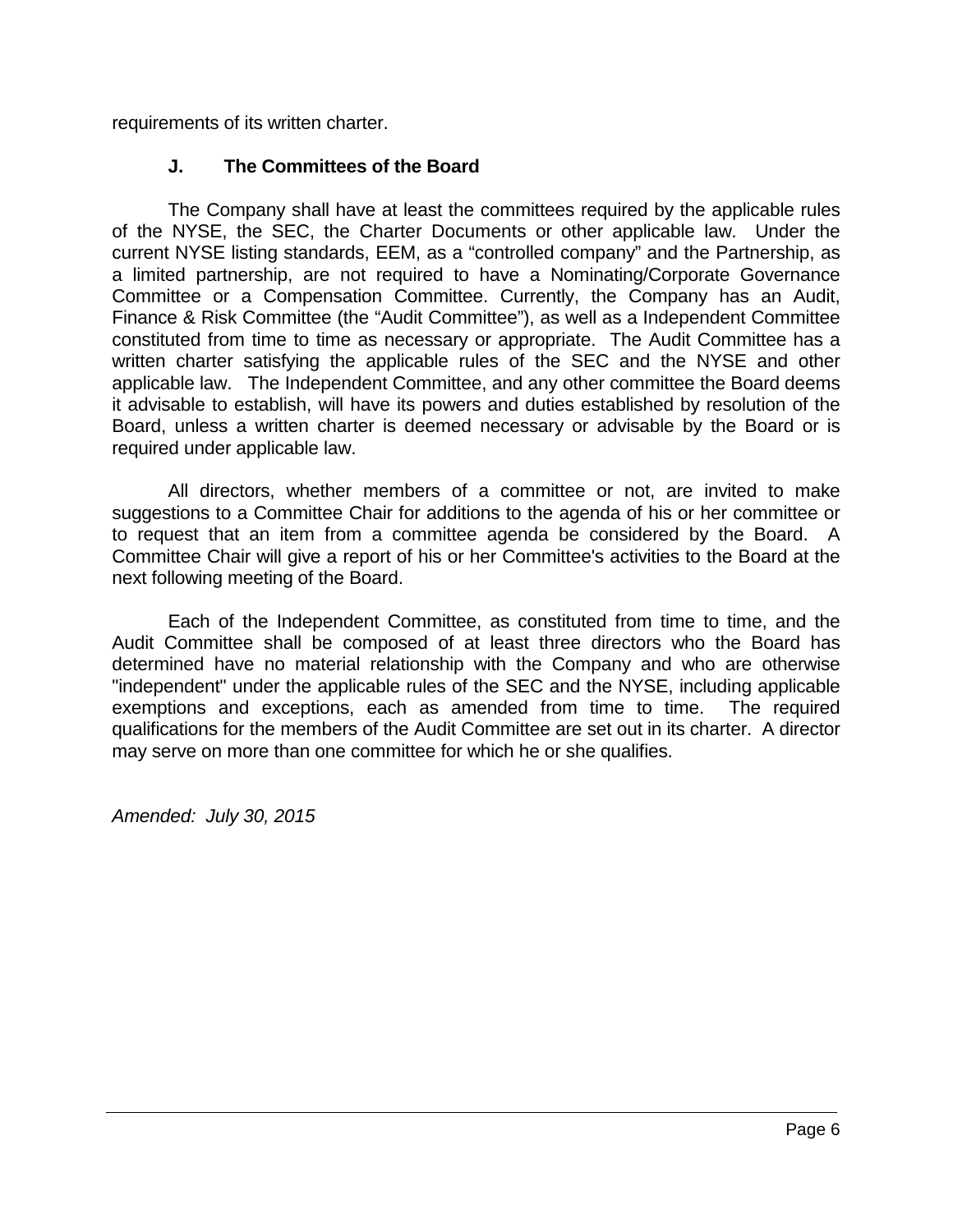requirements of its written charter.

### J. The Committees of the Board

The Company shall have at least the committees required by the applicable rules of the NYSE, the SEC, the Charter Documents or other applicable law. Under the current NYSE listing standards, EEM, as a "controlled company" and the Partnership, as a limited partnership, are not required to have a Nominating/Corporate Governance Committee or a Compensation Committee. Currently, the Company has an Audit, Finance & Risk Committee (the "Audit Committee"), as well as a Independent Committee constituted from time to time as necessary or appropriate. The Audit Committee has a written charter satisfying the applicable rules of the SEC and the NYSE and other applicable law. The Independent Committee, and any other committee the Board deems it advisable to establish, will have its powers and duties established by resolution of the Board, unless a written charter is deemed necessary or advisable by the Board or is required under applicable law.

All directors, whether members of a committee or not, are invited to make suggestions to a Committee Chair for additions to the agenda of his or her committee or to request that an item from a committee agenda be considered by the Board. A Committee Chair will give a report of his or her Committee's activities to the Board at the next following meeting of the Board.

Each of the Independent Committee, as constituted from time to time, and the Audit Committee shall be composed of at least three directors who the Board has determined have no material relationship with the Company and who are otherwise "independent" under the applicable rules of the SEC and the NYSE, including applicable exemptions and exceptions, each as amended from time to time. The required qualifications for the members of the Audit Committee are set out in its charter. A director may serve on more than one committee for which he or she qualifies.

*Amended: July 30, 2015*